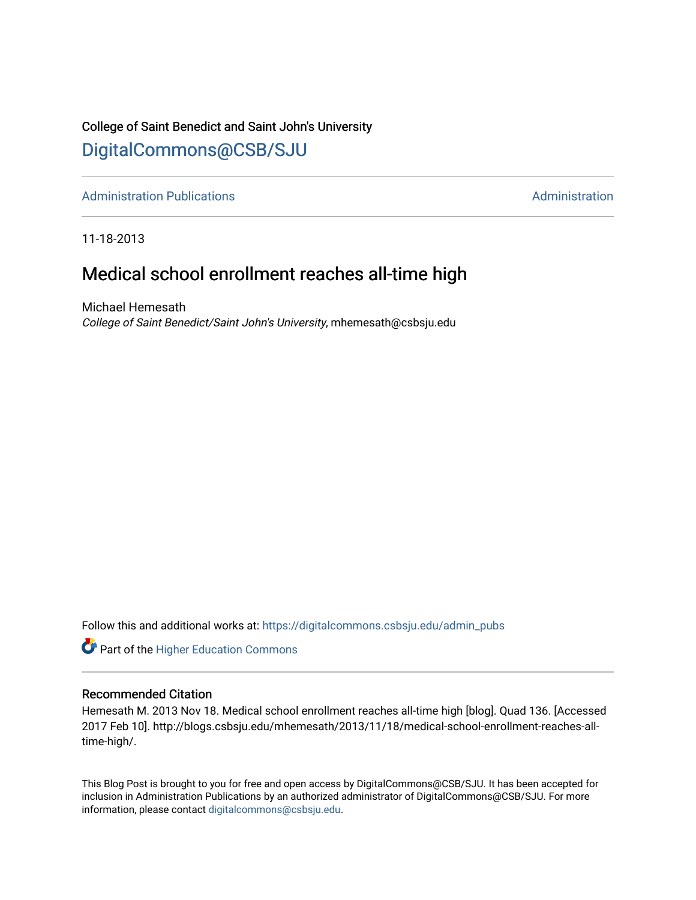College of Saint Benedict and Saint John's University

# DigitalCommons@CSB/SJU

Administration Publications | Administration

11-18-2013

## Medical school enrollment reaches all-time high

Michael Hemesath
*College of Saint Benedict/Saint John's University*, mhemesath@csbsju.edu

Follow this and additional works at: https://digitalcommons.csbsju.edu/admin_pubs

Part of the Higher Education Commons

### Recommended Citation

Hemesath M. 2013 Nov 18. Medical school enrollment reaches all-time high [blog]. Quad 136. [Accessed 2017 Feb 10]. http://blogs.csbsju.edu/mhemesath/2013/11/18/medical-school-enrollment-reaches-all-time-high/.

This Blog Post is brought to you for free and open access by DigitalCommons@CSB/SJU. It has been accepted for inclusion in Administration Publications by an authorized administrator of DigitalCommons@CSB/SJU. For more information, please contact digitalcommons@csbsju.edu.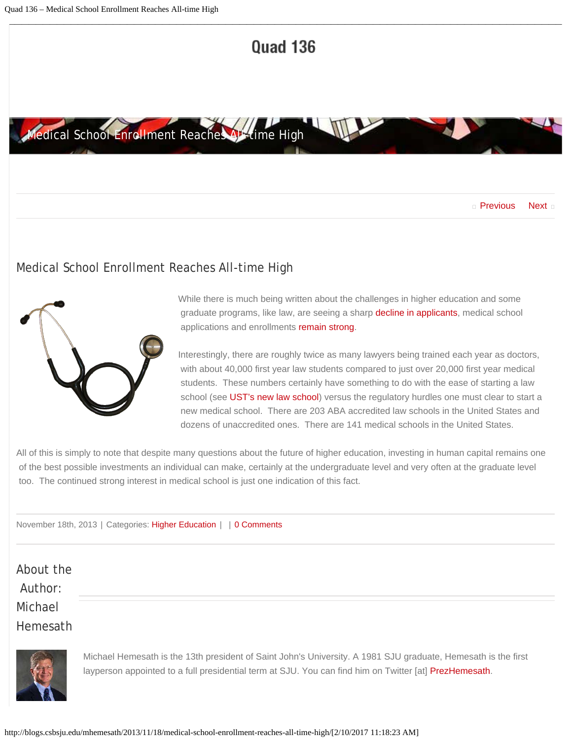# Quad 136

## Medical School Enrollment Reaches All-time High

Previous Next

## Medical School Enrollment Reaches All-time High

While there is much being written about the challenges in higher education and some graduate programs, like law, are seeing a sharp decline in applicants, medical school applications and enrollments remain strong.

Interestingly, there are roughly twice as many lawyers being trained each year as doctors, with about 40,000 first year law students compared to just over 20,000 first year medical students. These numbers certainly have something to do with the ease of starting a law school (see UST's new law school) versus the regulatory hurdles one must clear to start a new medical school. There are 203 ABA accredited law schools in the United States and dozens of unaccredited ones. There are 141 medical schools in the United States.

All of this is simply to note that despite many questions about the future of higher education, investing in human capital remains one of the best possible investments an individual can make, certainly at the undergraduate level and very often at the graduate level too. The continued strong interest in medical school is just one indication of this fact.

November 18th, 2013 | Categories: Higher Education | | 0 Comments

### About the Author: Michael Hemesath

Michael Hemesath is the 13th president of Saint John's University. A 1981 SJU graduate, Hemesath is the first layperson appointed to a full presidential term at SJU. You can find him on Twitter [at] PrezHemesath.